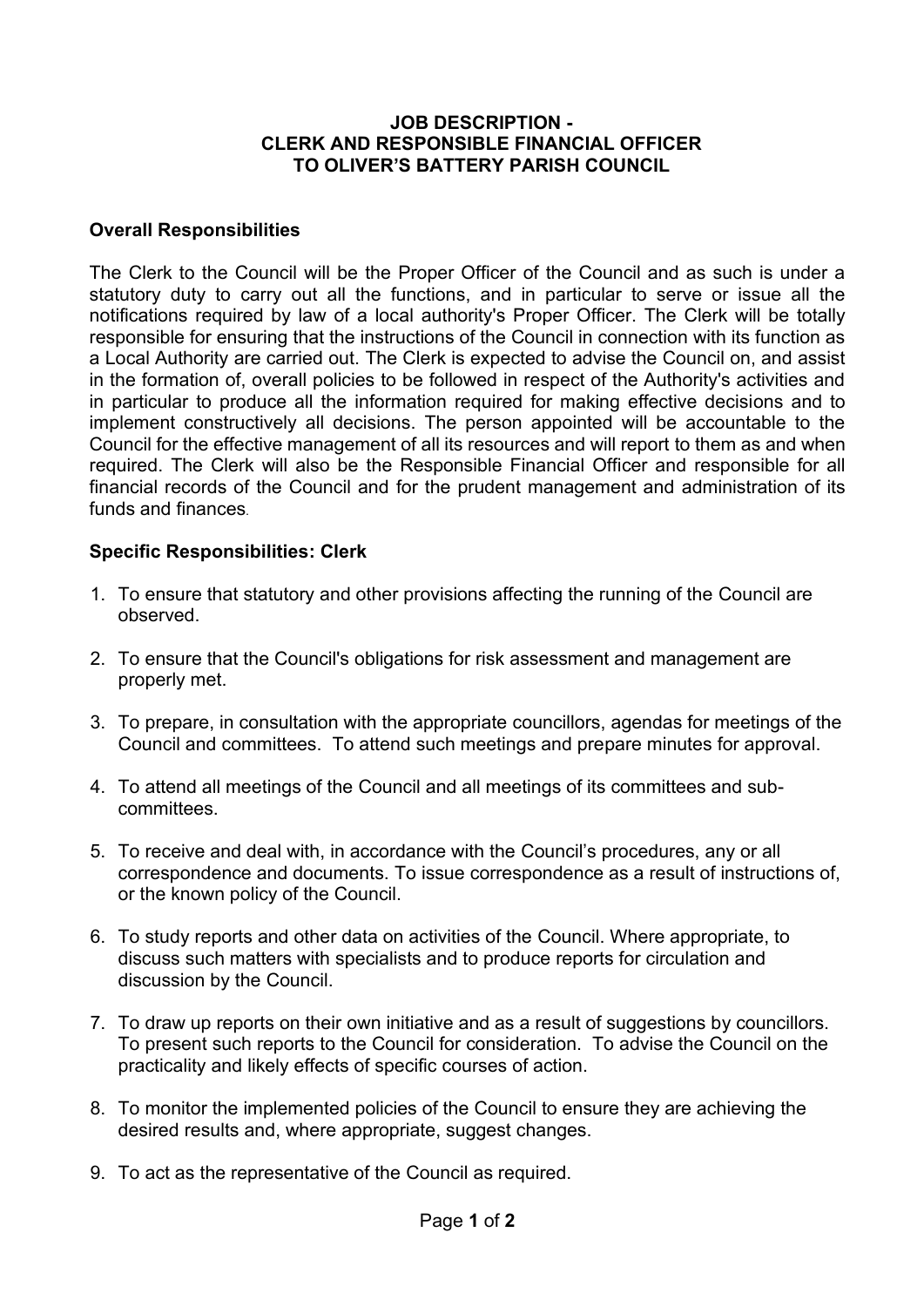# JOB DESCRIPTION -
# CLERK AND RESPONSIBLE FINANCIAL OFFICER
# TO OLIVER'S BATTERY PARISH COUNCIL

## Overall Responsibilities

The Clerk to the Council will be the Proper Officer of the Council and as such is under a statutory duty to carry out all the functions, and in particular to serve or issue all the notifications required by law of a local authority's Proper Officer. The Clerk will be totally responsible for ensuring that the instructions of the Council in connection with its function as a Local Authority are carried out. The Clerk is expected to advise the Council on, and assist in the formation of, overall policies to be followed in respect of the Authority's activities and in particular to produce all the information required for making effective decisions and to implement constructively all decisions. The person appointed will be accountable to the Council for the effective management of all its resources and will report to them as and when required. The Clerk will also be the Responsible Financial Officer and responsible for all financial records of the Council and for the prudent management and administration of its funds and finances.

## Specific Responsibilities: Clerk

1. To ensure that statutory and other provisions affecting the running of the Council are observed.

2. To ensure that the Council's obligations for risk assessment and management are properly met.

3. To prepare, in consultation with the appropriate councillors, agendas for meetings of the Council and committees. To attend such meetings and prepare minutes for approval.

4. To attend all meetings of the Council and all meetings of its committees and sub-committees.

5. To receive and deal with, in accordance with the Council's procedures, any or all correspondence and documents. To issue correspondence as a result of instructions of, or the known policy of the Council.

6. To study reports and other data on activities of the Council. Where appropriate, to discuss such matters with specialists and to produce reports for circulation and discussion by the Council.

7. To draw up reports on their own initiative and as a result of suggestions by councillors. To present such reports to the Council for consideration. To advise the Council on the practicality and likely effects of specific courses of action.

8. To monitor the implemented policies of the Council to ensure they are achieving the desired results and, where appropriate, suggest changes.

9. To act as the representative of the Council as required.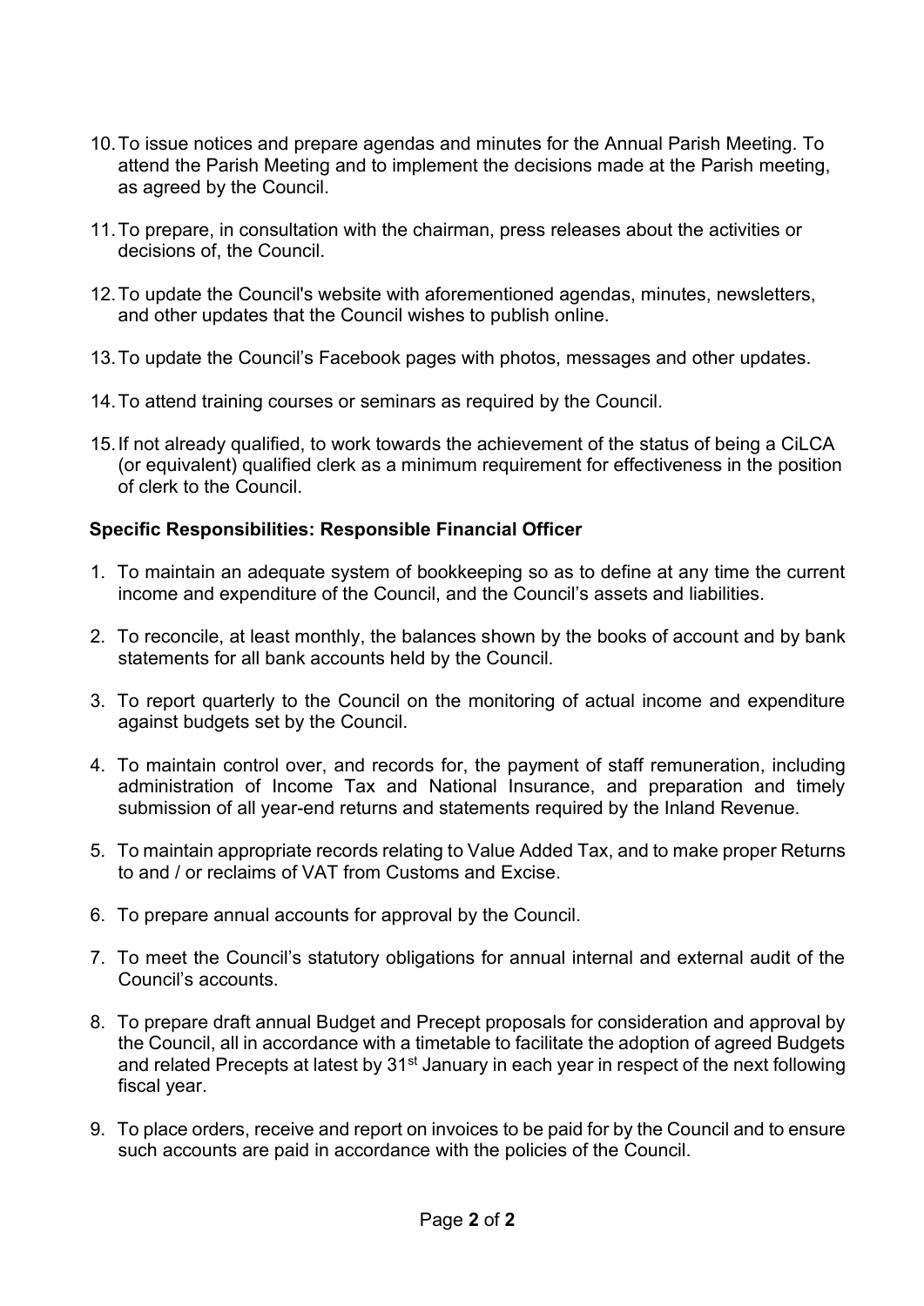10. To issue notices and prepare agendas and minutes for the Annual Parish Meeting. To attend the Parish Meeting and to implement the decisions made at the Parish meeting, as agreed by the Council.

11. To prepare, in consultation with the chairman, press releases about the activities or decisions of, the Council.

12. To update the Council's website with aforementioned agendas, minutes, newsletters, and other updates that the Council wishes to publish online.

13. To update the Council's Facebook pages with photos, messages and other updates.

14. To attend training courses or seminars as required by the Council.

15. If not already qualified, to work towards the achievement of the status of being a CiLCA (or equivalent) qualified clerk as a minimum requirement for effectiveness in the position of clerk to the Council.

**Specific Responsibilities: Responsible Financial Officer**

1. To maintain an adequate system of bookkeeping so as to define at any time the current income and expenditure of the Council, and the Council's assets and liabilities.

2. To reconcile, at least monthly, the balances shown by the books of account and by bank statements for all bank accounts held by the Council.

3. To report quarterly to the Council on the monitoring of actual income and expenditure against budgets set by the Council.

4. To maintain control over, and records for, the payment of staff remuneration, including administration of Income Tax and National Insurance, and preparation and timely submission of all year-end returns and statements required by the Inland Revenue.

5. To maintain appropriate records relating to Value Added Tax, and to make proper Returns to and / or reclaims of VAT from Customs and Excise.

6. To prepare annual accounts for approval by the Council.

7. To meet the Council's statutory obligations for annual internal and external audit of the Council's accounts.

8. To prepare draft annual Budget and Precept proposals for consideration and approval by the Council, all in accordance with a timetable to facilitate the adoption of agreed Budgets and related Precepts at latest by 31st January in each year in respect of the next following fiscal year.

9. To place orders, receive and report on invoices to be paid for by the Council and to ensure such accounts are paid in accordance with the policies of the Council.